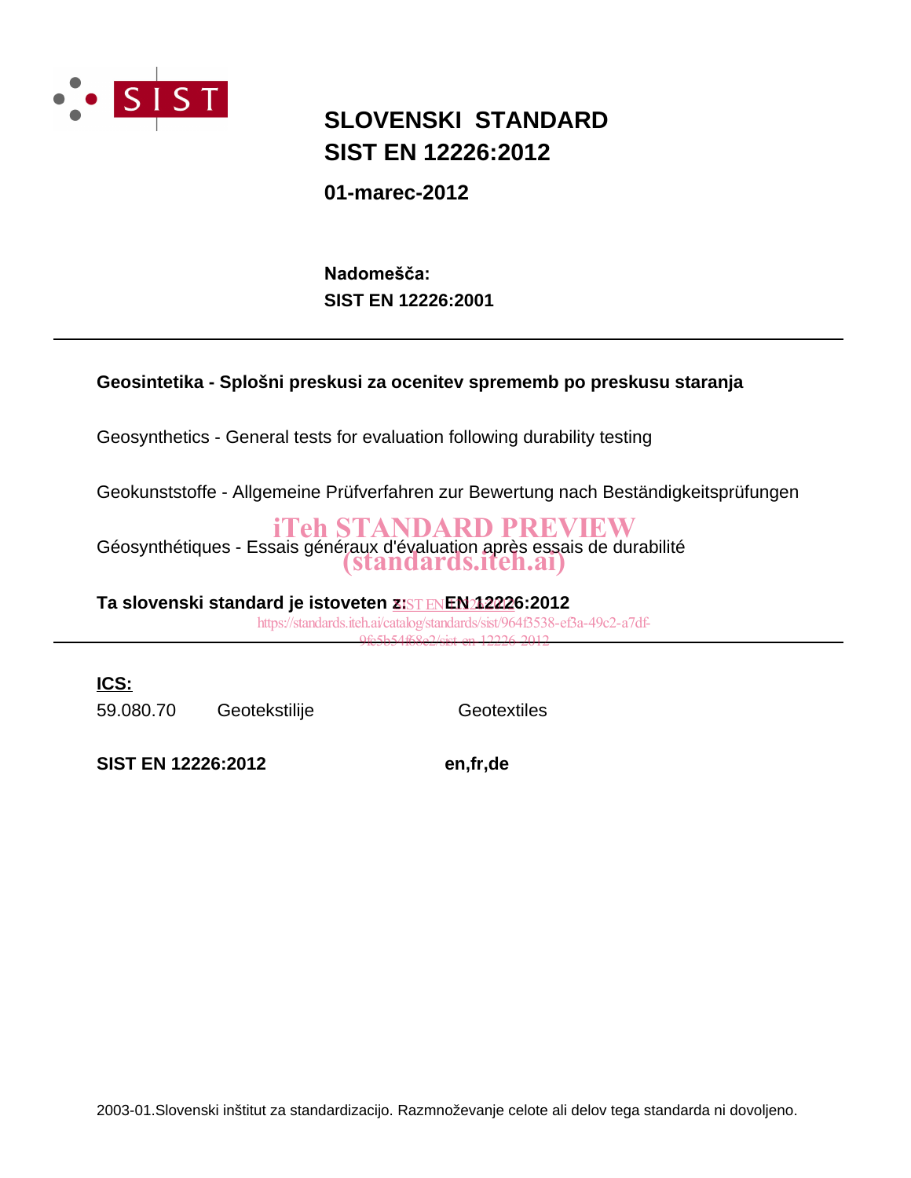# SLOVENSKI STANDARD
# SIST EN 12226:2012

**01-marec-2012**

**Nadomešča:**
**SIST EN 12226:2001**

---

**Geosintetika - Splošni preskusi za ocenitev sprememb po preskusu staranja**

Geosynthetics - General tests for evaluation following durability testing

Geokunststoffe - Allgemeine Prüfverfahren zur Bewertung nach Beständigkeitsprüfungen

Géosynthétiques - Essais généraux d'évaluation après essais de durabilité

**Ta slovenski standard je istoveten z: EN 12226:2012**

---

**ICS:**

| | | |
|---|---|---|
| 59.080.70 | Geotekstilije | Geotextiles |

**SIST EN 12226:2012** **en,fr,de**

2003-01.Slovenski inštitut za standardizacijo. Razmnoževanje celote ali delov tega standarda ni dovoljeno.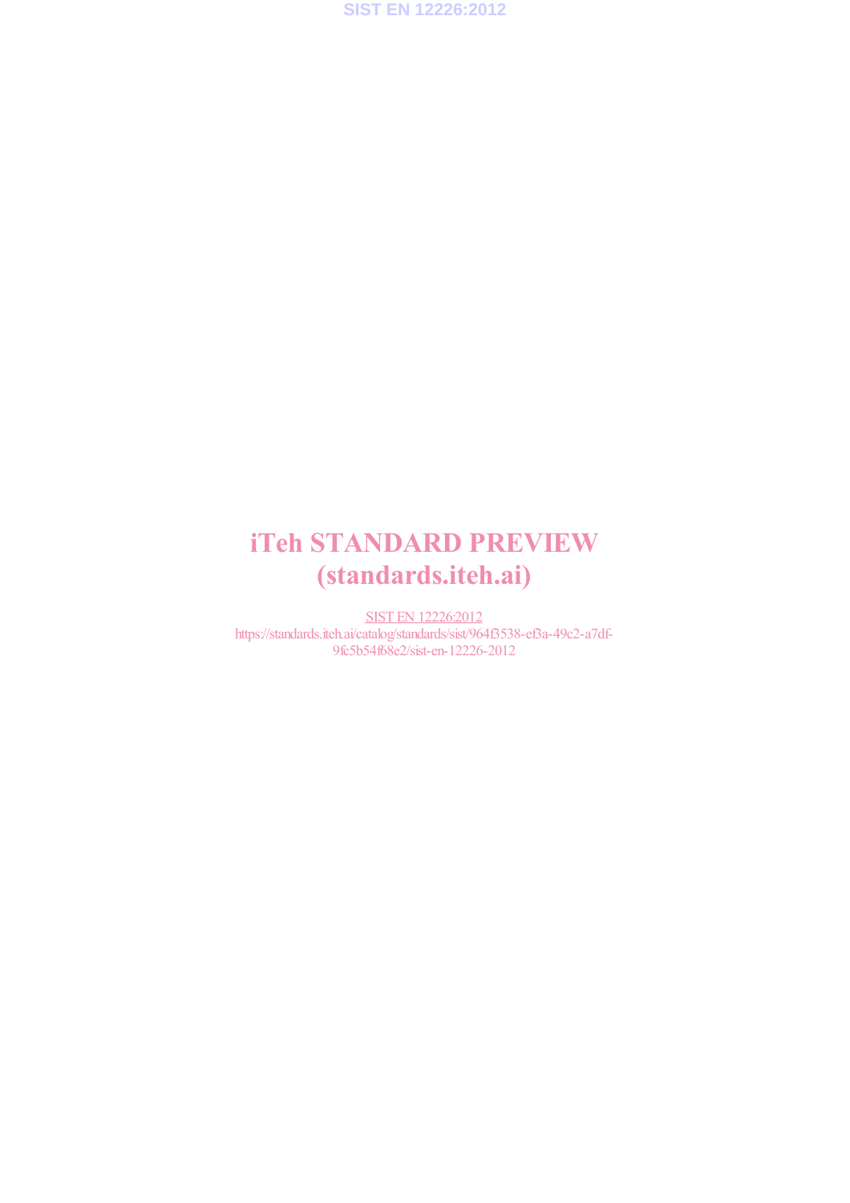iTeh STANDARD PREVIEW
(standards.iteh.ai)

SIST EN 12226:2012
https://standards.iteh.ai/catalog/standards/sist/964f3538-ef3a-49c2-a7df-9fc5b54f68e2/sist-en-12226-2012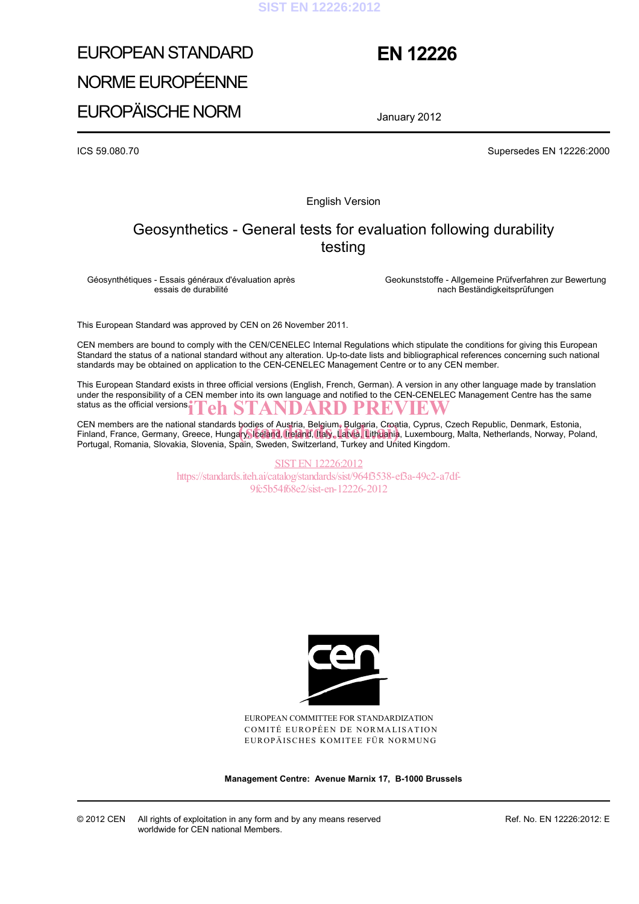# EUROPEAN STANDARD
# NORME EUROPÉENNE
# EUROPÄISCHE NORM

# EN 12226

January 2012

ICS 59.080.70

Supersedes EN 12226:2000

English Version

## Geosynthetics - General tests for evaluation following durability testing

Géosynthétiques - Essais généraux d'évaluation après essais de durabilité

Geokunststoffe - Allgemeine Prüfverfahren zur Bewertung nach Beständigkeitsprüfungen

This European Standard was approved by CEN on 26 November 2011.

CEN members are bound to comply with the CEN/CENELEC Internal Regulations which stipulate the conditions for giving this European Standard the status of a national standard without any alteration. Up-to-date lists and bibliographical references concerning such national standards may be obtained on application to the CEN-CENELEC Management Centre or to any CEN member.

This European Standard exists in three official versions (English, French, German). A version in any other language made by translation under the responsibility of a CEN member into its own language and notified to the CEN-CENELEC Management Centre has the same status as the official versions.

CEN members are the national standards bodies of Austria, Belgium, Bulgaria, Croatia, Cyprus, Czech Republic, Denmark, Estonia, Finland, France, Germany, Greece, Hungary, Iceland, Ireland, Italy, Latvia, Lithuania, Luxembourg, Malta, Netherlands, Norway, Poland, Portugal, Romania, Slovakia, Slovenia, Spain, Sweden, Switzerland, Turkey and United Kingdom.

EUROPEAN COMMITTEE FOR STANDARDIZATION
COMITÉ EUROPÉEN DE NORMALISATION
EUROPÄISCHES KOMITEE FÜR NORMUNG

**Management Centre: Avenue Marnix 17, B-1000 Brussels**

© 2012 CEN All rights of exploitation in any form and by any means reserved worldwide for CEN national Members.

Ref. No. EN 12226:2012: E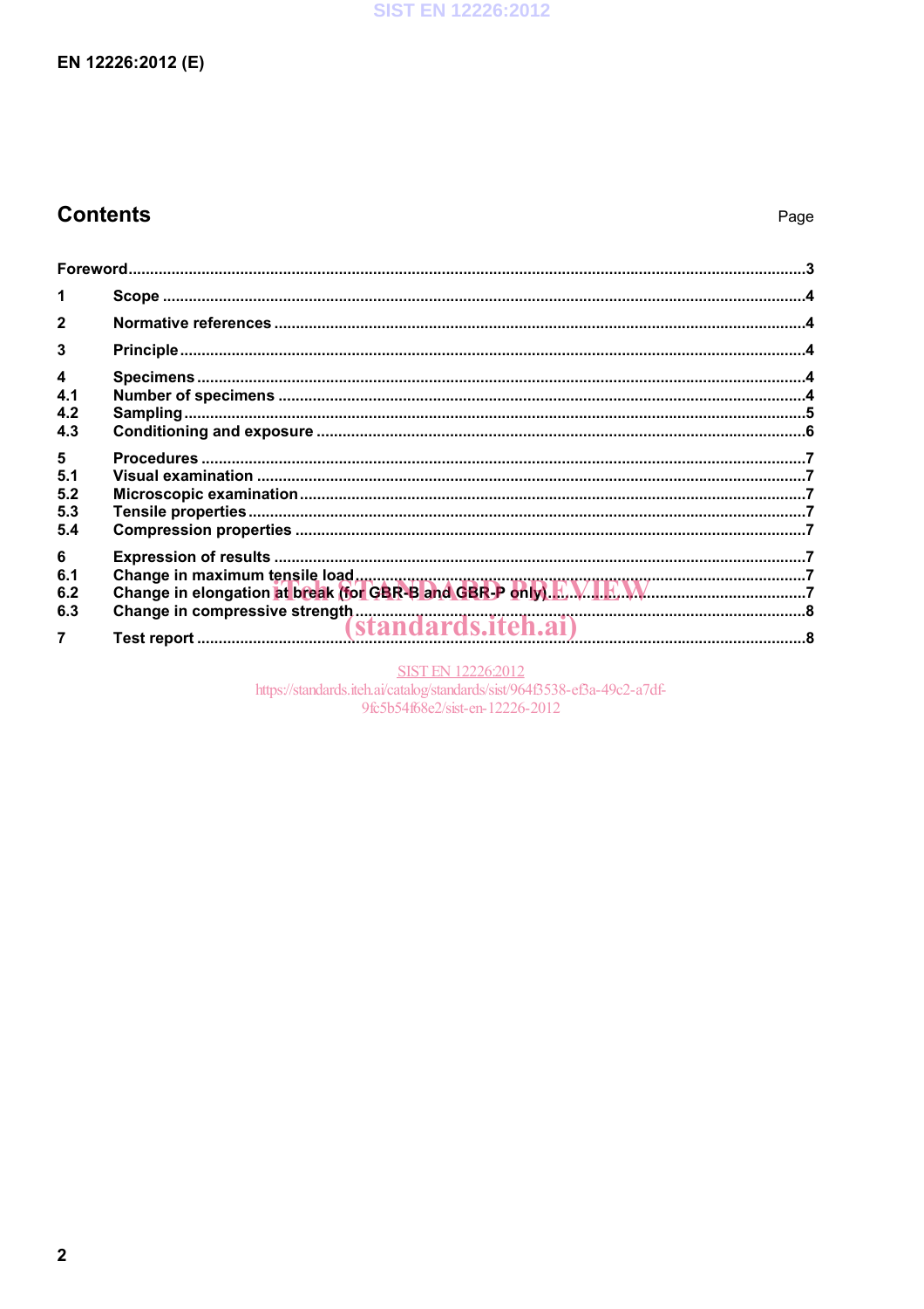## Contents

Page

Foreword .....3

1 Scope .....4

2 Normative references .....4

3 Principle .....4

4 Specimens .....4
4.1 Number of specimens .....4
4.2 Sampling .....5
4.3 Conditioning and exposure .....6

5 Procedures .....7
5.1 Visual examination .....7
5.2 Microscopic examination .....7
5.3 Tensile properties .....7
5.4 Compression properties .....7

6 Expression of results .....7
6.1 Change in maximum tensile load .....7
6.2 Change in elongation at break (for GBR-B and GBR-P only) .....7
6.3 Change in compressive strength .....8

7 Test report .....8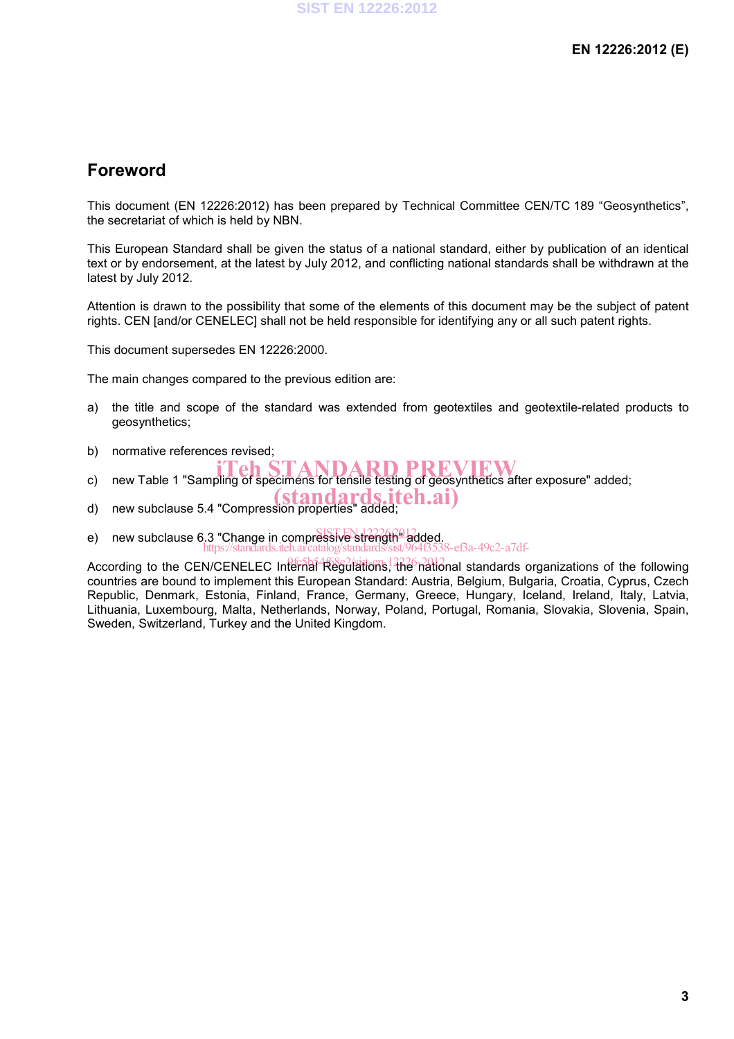## Foreword

This document (EN 12226:2012) has been prepared by Technical Committee CEN/TC 189 "Geosynthetics", the secretariat of which is held by NBN.

This European Standard shall be given the status of a national standard, either by publication of an identical text or by endorsement, at the latest by July 2012, and conflicting national standards shall be withdrawn at the latest by July 2012.

Attention is drawn to the possibility that some of the elements of this document may be the subject of patent rights. CEN [and/or CENELEC] shall not be held responsible for identifying any or all such patent rights.

This document supersedes EN 12226:2000.

The main changes compared to the previous edition are:

a) the title and scope of the standard was extended from geotextiles and geotextile-related products to geosynthetics;

b) normative references revised;

c) new Table 1 "Sampling of specimens for tensile testing of geosynthetics after exposure" added;

d) new subclause 5.4 "Compression properties" added;

e) new subclause 6.3 "Change in compressive strength" added.

According to the CEN/CENELEC Internal Regulations, the national standards organizations of the following countries are bound to implement this European Standard: Austria, Belgium, Bulgaria, Croatia, Cyprus, Czech Republic, Denmark, Estonia, Finland, France, Germany, Greece, Hungary, Iceland, Ireland, Italy, Latvia, Lithuania, Luxembourg, Malta, Netherlands, Norway, Poland, Portugal, Romania, Slovakia, Slovenia, Spain, Sweden, Switzerland, Turkey and the United Kingdom.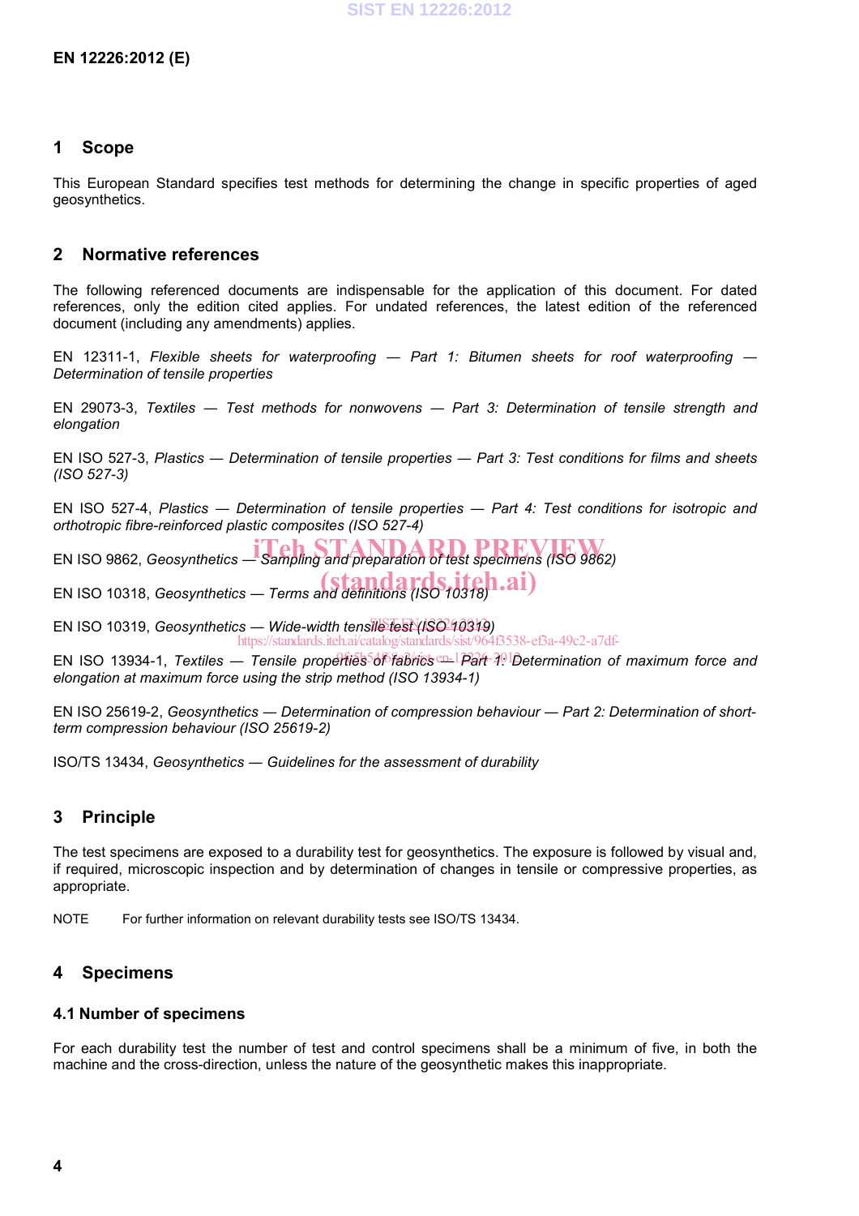## 1 Scope

This European Standard specifies test methods for determining the change in specific properties of aged geosynthetics.

## 2 Normative references

The following referenced documents are indispensable for the application of this document. For dated references, only the edition cited applies. For undated references, the latest edition of the referenced document (including any amendments) applies.

EN 12311-1, *Flexible sheets for waterproofing — Part 1: Bitumen sheets for roof waterproofing — Determination of tensile properties*

EN 29073-3, *Textiles — Test methods for nonwovens — Part 3: Determination of tensile strength and elongation*

EN ISO 527-3, *Plastics — Determination of tensile properties — Part 3: Test conditions for films and sheets (ISO 527-3)*

EN ISO 527-4, *Plastics — Determination of tensile properties — Part 4: Test conditions for isotropic and orthotropic fibre-reinforced plastic composites (ISO 527-4)*

EN ISO 9862, *Geosynthetics — Sampling and preparation of test specimens (ISO 9862)*

EN ISO 10318, *Geosynthetics — Terms and definitions (ISO 10318)*

EN ISO 10319, *Geosynthetics — Wide-width tensile test (ISO 10319)*

EN ISO 13934-1, *Textiles — Tensile properties of fabrics — Part 1: Determination of maximum force and elongation at maximum force using the strip method (ISO 13934-1)*

EN ISO 25619-2, *Geosynthetics — Determination of compression behaviour — Part 2: Determination of short-term compression behaviour (ISO 25619-2)*

ISO/TS 13434, *Geosynthetics — Guidelines for the assessment of durability*

## 3 Principle

The test specimens are exposed to a durability test for geosynthetics. The exposure is followed by visual and, if required, microscopic inspection and by determination of changes in tensile or compressive properties, as appropriate.

NOTE For further information on relevant durability tests see ISO/TS 13434.

## 4 Specimens

### 4.1 Number of specimens

For each durability test the number of test and control specimens shall be a minimum of five, in both the machine and the cross-direction, unless the nature of the geosynthetic makes this inappropriate.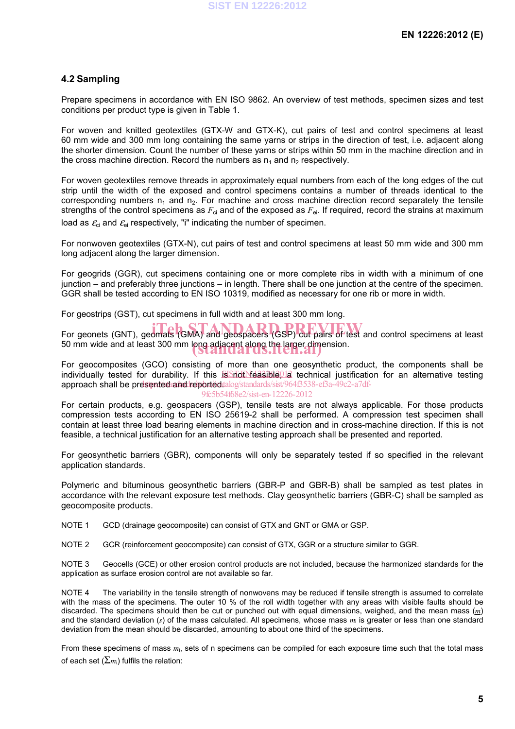## 4.2 Sampling

Prepare specimens in accordance with EN ISO 9862. An overview of test methods, specimen sizes and test conditions per product type is given in Table 1.

For woven and knitted geotextiles (GTX-W and GTX-K), cut pairs of test and control specimens at least 60 mm wide and 300 mm long containing the same yarns or strips in the direction of test, i.e. adjacent along the shorter dimension. Count the number of these yarns or strips within 50 mm in the machine and in the cross machine direction. Record the numbers as $n_1$ and $n_2$ respectively.

For woven geotextiles remove threads in approximately equal numbers from each of the long edges of the cut strip until the width of the exposed and control specimens contains a number of threads identical to the corresponding numbers $n_1$ and $n_2$. For machine and cross machine direction record separately the tensile strengths of the control specimens as $F_{ci}$ and of the exposed as $F_{ei}$. If required, record the strains at maximum load as $\varepsilon_{ci}$ and $\varepsilon_{ei}$ respectively, "i" indicating the number of specimen.

For nonwoven geotextiles (GTX-N), cut pairs of test and control specimens at least 50 mm wide and 300 mm long adjacent along the larger dimension.

For geogrids (GGR), cut specimens containing one or more complete ribs in width with a minimum of one junction – and preferably three junctions – in length. There shall be one junction at the centre of the specimen. GGR shall be tested according to EN ISO 10319, modified as necessary for one rib or more in width.

For geostrips (GST), cut specimens in full width and at least 300 mm long.

For geonets (GNT), geomats (GMA) and geospacers (GSP) cut pairs of test and control specimens at least 50 mm wide and at least 300 mm long adjacent along the larger dimension.

For geocomposites (GCO) consisting of more than one geosynthetic product, the components shall be individually tested for durability. If this is not feasible, a technical justification for an alternative testing approach shall be presented and reported.

For certain products, e.g. geospacers (GSP), tensile tests are not always applicable. For those products compression tests according to EN ISO 25619-2 shall be performed. A compression test specimen shall contain at least three load bearing elements in machine direction and in cross-machine direction. If this is not feasible, a technical justification for an alternative testing approach shall be presented and reported.

For geosynthetic barriers (GBR), components will only be separately tested if so specified in the relevant application standards.

Polymeric and bituminous geosynthetic barriers (GBR-P and GBR-B) shall be sampled as test plates in accordance with the relevant exposure test methods. Clay geosynthetic barriers (GBR-C) shall be sampled as geocomposite products.

NOTE 1 GCD (drainage geocomposite) can consist of GTX and GNT or GMA or GSP.

NOTE 2 GCR (reinforcement geocomposite) can consist of GTX, GGR or a structure similar to GGR.

NOTE 3 Geocells (GCE) or other erosion control products are not included, because the harmonized standards for the application as surface erosion control are not available so far.

NOTE 4 The variability in the tensile strength of nonwovens may be reduced if tensile strength is assumed to correlate with the mass of the specimens. The outer 10 % of the roll width together with any areas with visible faults should be discarded. The specimens should then be cut or punched out with equal dimensions, weighed, and the mean mass ($\underline{m}$) and the standard deviation ($s$) of the mass calculated. All specimens, whose mass $m_i$ is greater or less than one standard deviation from the mean should be discarded, amounting to about one third of the specimens.

From these specimens of mass $m_i$, sets of n specimens can be compiled for each exposure time such that the total mass of each set ($\Sigma m_i$) fulfils the relation: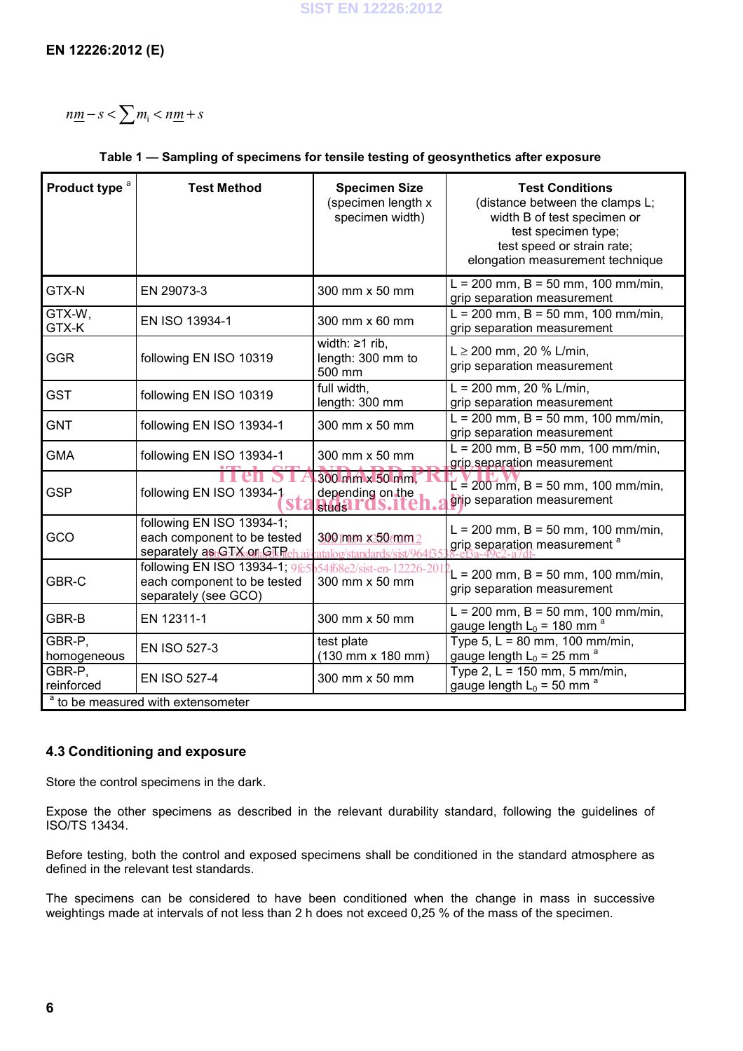$$n\underline{m} - s < \sum m_i < n\underline{m} + s$$

**Table 1 — Sampling of specimens for tensile testing of geosynthetics after exposure**

| Product type [a] | Test Method | Specimen Size (specimen length x specimen width) | Test Conditions (distance between the clamps L; width B of test specimen or test specimen type; test speed or strain rate; elongation measurement technique |
|---|---|---|---|
| GTX-N | EN 29073-3 | 300 mm x 50 mm | L = 200 mm, B = 50 mm, 100 mm/min, grip separation measurement |
| GTX-W, GTX-K | EN ISO 13934-1 | 300 mm x 60 mm | L = 200 mm, B = 50 mm, 100 mm/min, grip separation measurement |
| GGR | following EN ISO 10319 | width: ≥1 rib, length: 300 mm to 500 mm | L ≥ 200 mm, 20 % L/min, grip separation measurement |
| GST | following EN ISO 10319 | full width, length: 300 mm | L = 200 mm, 20 % L/min, grip separation measurement |
| GNT | following EN ISO 13934-1 | 300 mm x 50 mm | L = 200 mm, B = 50 mm, 100 mm/min, grip separation measurement |
| GMA | following EN ISO 13934-1 | 300 mm x 50 mm | L = 200 mm, B =50 mm, 100 mm/min, grip separation measurement |
| GSP | following EN ISO 13934-1 | 300 mm x 50 mm, depending on the studs | L = 200 mm, B = 50 mm, 100 mm/min, grip separation measurement |
| GCO | following EN ISO 13934-1; each component to be tested separately as GTX or GTP | 300 mm x 50 mm | L = 200 mm, B = 50 mm, 100 mm/min, grip separation measurement [a] |
| GBR-C | following EN ISO 13934-1; each component to be tested separately (see GCO) | 300 mm x 50 mm | L = 200 mm, B = 50 mm, 100 mm/min, grip separation measurement |
| GBR-B | EN 12311-1 | 300 mm x 50 mm | L = 200 mm, B = 50 mm, 100 mm/min, gauge length $L_0$ = 180 mm [a] |
| GBR-P, homogeneous | EN ISO 527-3 | test plate (130 mm x 180 mm) | Type 5, L = 80 mm, 100 mm/min, gauge length $L_0$ = 25 mm [a] |
| GBR-P, reinforced | EN ISO 527-4 | 300 mm x 50 mm | Type 2, L = 150 mm, 5 mm/min, gauge length $L_0$ = 50 mm [a] |

[a] to be measured with extensometer

### 4.3 Conditioning and exposure

Store the control specimens in the dark.

Expose the other specimens as described in the relevant durability standard, following the guidelines of ISO/TS 13434.

Before testing, both the control and exposed specimens shall be conditioned in the standard atmosphere as defined in the relevant test standards.

The specimens can be considered to have been conditioned when the change in mass in successive weightings made at intervals of not less than 2 h does not exceed 0,25 % of the mass of the specimen.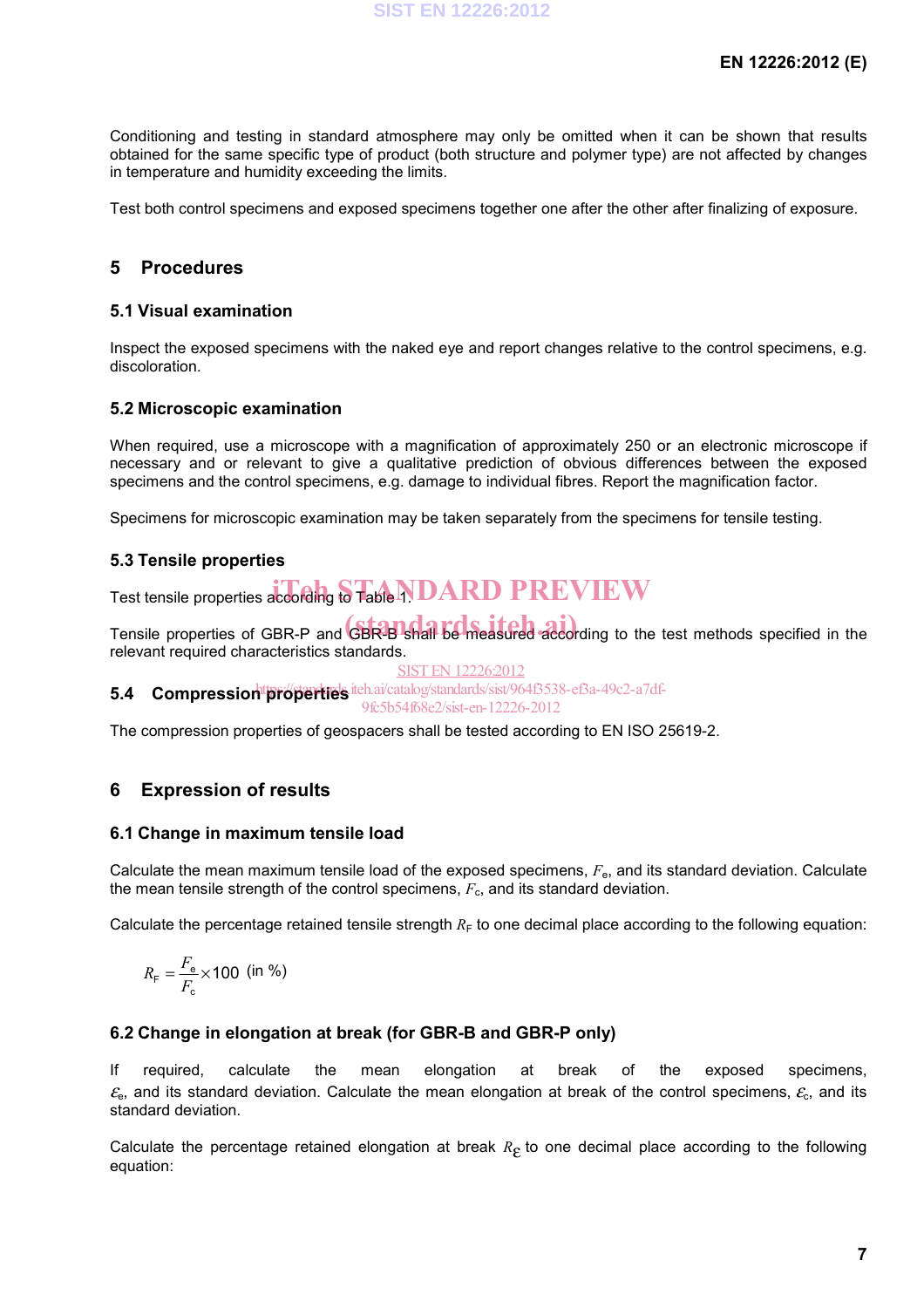Conditioning and testing in standard atmosphere may only be omitted when it can be shown that results obtained for the same specific type of product (both structure and polymer type) are not affected by changes in temperature and humidity exceeding the limits.

Test both control specimens and exposed specimens together one after the other after finalizing of exposure.

## 5 Procedures

### 5.1 Visual examination

Inspect the exposed specimens with the naked eye and report changes relative to the control specimens, e.g. discoloration.

### 5.2 Microscopic examination

When required, use a microscope with a magnification of approximately 250 or an electronic microscope if necessary and or relevant to give a qualitative prediction of obvious differences between the exposed specimens and the control specimens, e.g. damage to individual fibres. Report the magnification factor.

Specimens for microscopic examination may be taken separately from the specimens for tensile testing.

### 5.3 Tensile properties

Test tensile properties according to Table 1.

Tensile properties of GBR-P and GBR-B shall be measured according to the test methods specified in the relevant required characteristics standards.

### 5.4 Compression properties

The compression properties of geospacers shall be tested according to EN ISO 25619-2.

## 6 Expression of results

### 6.1 Change in maximum tensile load

Calculate the mean maximum tensile load of the exposed specimens, $F_e$, and its standard deviation. Calculate the mean tensile strength of the control specimens, $F_c$, and its standard deviation.

Calculate the percentage retained tensile strength $R_F$ to one decimal place according to the following equation:

$$R_F = \frac{F_e}{F_c} \times 100 \text{ (in \%)}$$

### 6.2 Change in elongation at break (for GBR-B and GBR-P only)

If required, calculate the mean elongation at break of the exposed specimens, $\varepsilon_e$, and its standard deviation. Calculate the mean elongation at break of the control specimens, $\varepsilon_c$, and its standard deviation.

Calculate the percentage retained elongation at break $R_\varepsilon$ to one decimal place according to the following equation: